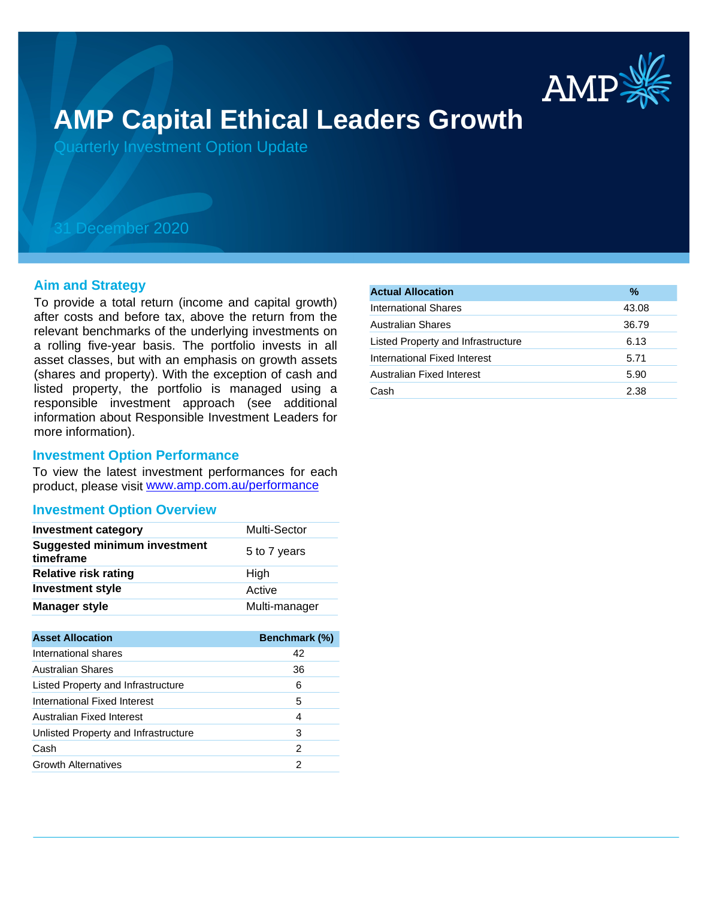# AMP Capital Ethical Leaders Growth

## Quarterly Investment Option Update

31 December 2020

## Aim and Strategy

To provide a total return (income and capital growth) after costs and before tax, above the return from the relevant benchmarks of the underlying investments on a rolling five-year basis. The portfolio invests in all asset classes, but with an emphasis on growth assets (shares and property). With the exception of cash and listed property, the portfolio is managed using a responsible investment approach (see additional information about Responsible Investment Leaders for more information).

## Investment Option Performance

To view the latest investment performances for each product, please visit [www.amp.com.au/performance](www.amp.com.au/performance)

## Investment Option Overview

| | |
|---|---|
| **Investment category** | Multi-Sector |
| **Suggested minimum investment timeframe** | 5 to 7 years |
| **Relative risk rating** | High |
| **Investment style** | Active |
| **Manager style** | Multi-manager |

| Asset Allocation | Benchmark (%) |
|---|---|
| International shares | 42 |
| Australian Shares | 36 |
| Listed Property and Infrastructure | 6 |
| International Fixed Interest | 5 |
| Australian Fixed Interest | 4 |
| Unlisted Property and Infrastructure | 3 |
| Cash | 2 |
| Growth Alternatives | 2 |

| Actual Allocation | % |
|---|---|
| International Shares | 43.08 |
| Australian Shares | 36.79 |
| Listed Property and Infrastructure | 6.13 |
| International Fixed Interest | 5.71 |
| Australian Fixed Interest | 5.90 |
| Cash | 2.38 |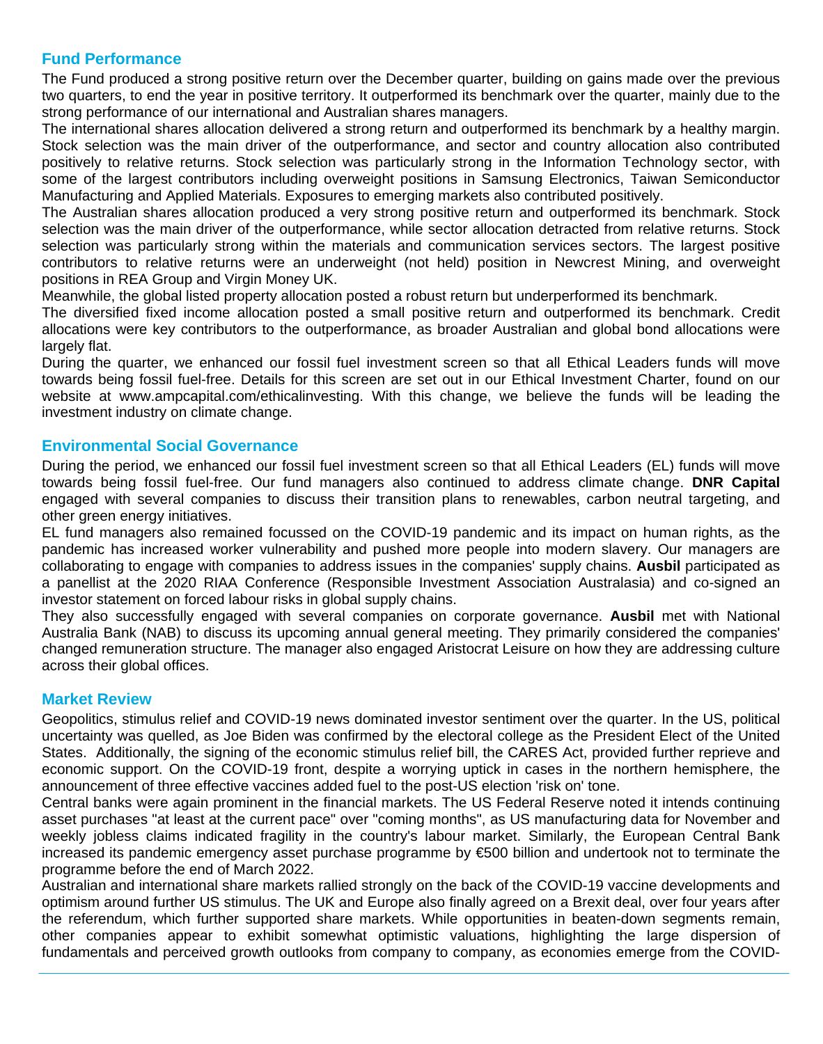## Fund Performance

The Fund produced a strong positive return over the December quarter, building on gains made over the previous two quarters, to end the year in positive territory. It outperformed its benchmark over the quarter, mainly due to the strong performance of our international and Australian shares managers.

The international shares allocation delivered a strong return and outperformed its benchmark by a healthy margin. Stock selection was the main driver of the outperformance, and sector and country allocation also contributed positively to relative returns. Stock selection was particularly strong in the Information Technology sector, with some of the largest contributors including overweight positions in Samsung Electronics, Taiwan Semiconductor Manufacturing and Applied Materials. Exposures to emerging markets also contributed positively.

The Australian shares allocation produced a very strong positive return and outperformed its benchmark. Stock selection was the main driver of the outperformance, while sector allocation detracted from relative returns. Stock selection was particularly strong within the materials and communication services sectors. The largest positive contributors to relative returns were an underweight (not held) position in Newcrest Mining, and overweight positions in REA Group and Virgin Money UK.

Meanwhile, the global listed property allocation posted a robust return but underperformed its benchmark.

The diversified fixed income allocation posted a small positive return and outperformed its benchmark. Credit allocations were key contributors to the outperformance, as broader Australian and global bond allocations were largely flat.

During the quarter, we enhanced our fossil fuel investment screen so that all Ethical Leaders funds will move towards being fossil fuel-free. Details for this screen are set out in our Ethical Investment Charter, found on our website at www.ampcapital.com/ethicalinvesting. With this change, we believe the funds will be leading the investment industry on climate change.

## Environmental Social Governance

During the period, we enhanced our fossil fuel investment screen so that all Ethical Leaders (EL) funds will move towards being fossil fuel-free. Our fund managers also continued to address climate change. **DNR Capital** engaged with several companies to discuss their transition plans to renewables, carbon neutral targeting, and other green energy initiatives.

EL fund managers also remained focussed on the COVID-19 pandemic and its impact on human rights, as the pandemic has increased worker vulnerability and pushed more people into modern slavery. Our managers are collaborating to engage with companies to address issues in the companies' supply chains. **Ausbil** participated as a panellist at the 2020 RIAA Conference (Responsible Investment Association Australasia) and co-signed an investor statement on forced labour risks in global supply chains.

They also successfully engaged with several companies on corporate governance. **Ausbil** met with National Australia Bank (NAB) to discuss its upcoming annual general meeting. They primarily considered the companies' changed remuneration structure. The manager also engaged Aristocrat Leisure on how they are addressing culture across their global offices.

## Market Review

Geopolitics, stimulus relief and COVID-19 news dominated investor sentiment over the quarter. In the US, political uncertainty was quelled, as Joe Biden was confirmed by the electoral college as the President Elect of the United States. Additionally, the signing of the economic stimulus relief bill, the CARES Act, provided further reprieve and economic support. On the COVID-19 front, despite a worrying uptick in cases in the northern hemisphere, the announcement of three effective vaccines added fuel to the post-US election 'risk on' tone.

Central banks were again prominent in the financial markets. The US Federal Reserve noted it intends continuing asset purchases "at least at the current pace" over "coming months", as US manufacturing data for November and weekly jobless claims indicated fragility in the country's labour market. Similarly, the European Central Bank increased its pandemic emergency asset purchase programme by €500 billion and undertook not to terminate the programme before the end of March 2022.

Australian and international share markets rallied strongly on the back of the COVID-19 vaccine developments and optimism around further US stimulus. The UK and Europe also finally agreed on a Brexit deal, over four years after the referendum, which further supported share markets. While opportunities in beaten-down segments remain, other companies appear to exhibit somewhat optimistic valuations, highlighting the large dispersion of fundamentals and perceived growth outlooks from company to company, as economies emerge from the COVID-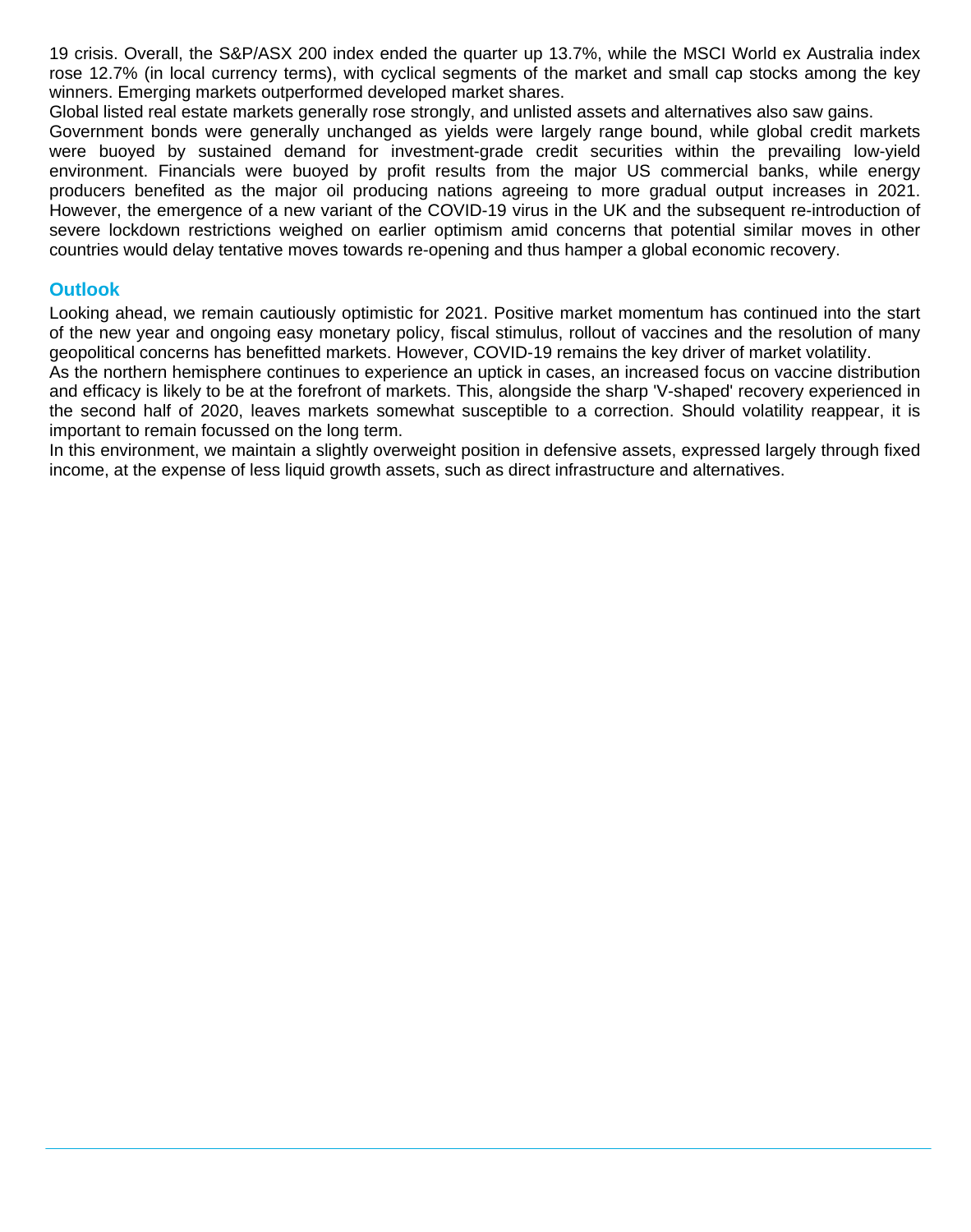19 crisis. Overall, the S&P/ASX 200 index ended the quarter up 13.7%, while the MSCI World ex Australia index rose 12.7% (in local currency terms), with cyclical segments of the market and small cap stocks among the key winners. Emerging markets outperformed developed market shares.

Global listed real estate markets generally rose strongly, and unlisted assets and alternatives also saw gains.

Government bonds were generally unchanged as yields were largely range bound, while global credit markets were buoyed by sustained demand for investment-grade credit securities within the prevailing low-yield environment. Financials were buoyed by profit results from the major US commercial banks, while energy producers benefited as the major oil producing nations agreeing to more gradual output increases in 2021. However, the emergence of a new variant of the COVID-19 virus in the UK and the subsequent re-introduction of severe lockdown restrictions weighed on earlier optimism amid concerns that potential similar moves in other countries would delay tentative moves towards re-opening and thus hamper a global economic recovery.

## Outlook

Looking ahead, we remain cautiously optimistic for 2021. Positive market momentum has continued into the start of the new year and ongoing easy monetary policy, fiscal stimulus, rollout of vaccines and the resolution of many geopolitical concerns has benefitted markets. However, COVID-19 remains the key driver of market volatility.

As the northern hemisphere continues to experience an uptick in cases, an increased focus on vaccine distribution and efficacy is likely to be at the forefront of markets. This, alongside the sharp 'V-shaped' recovery experienced in the second half of 2020, leaves markets somewhat susceptible to a correction. Should volatility reappear, it is important to remain focussed on the long term.

In this environment, we maintain a slightly overweight position in defensive assets, expressed largely through fixed income, at the expense of less liquid growth assets, such as direct infrastructure and alternatives.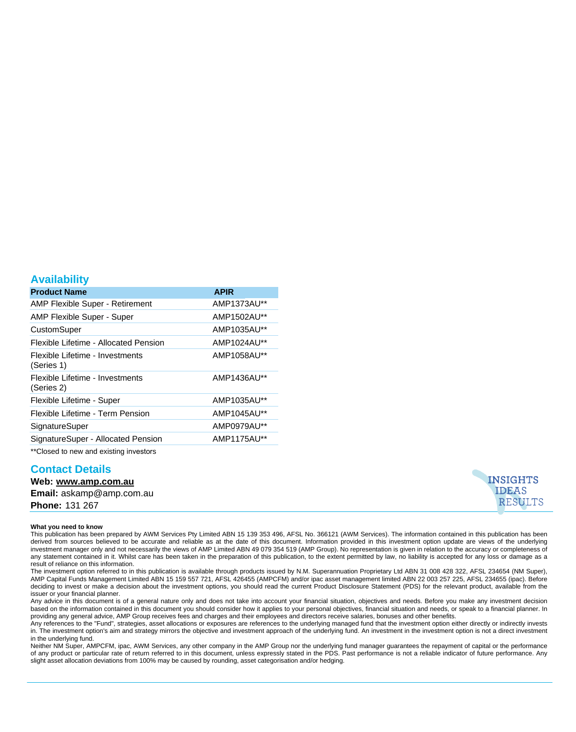## Availability

| Product Name | APIR |
|---|---|
| AMP Flexible Super - Retirement | AMP1373AU** |
| AMP Flexible Super - Super | AMP1502AU** |
| CustomSuper | AMP1035AU** |
| Flexible Lifetime - Allocated Pension | AMP1024AU** |
| Flexible Lifetime - Investments (Series 1) | AMP1058AU** |
| Flexible Lifetime - Investments (Series 2) | AMP1436AU** |
| Flexible Lifetime - Super | AMP1035AU** |
| Flexible Lifetime - Term Pension | AMP1045AU** |
| SignatureSuper | AMP0979AU** |
| SignatureSuper - Allocated Pension | AMP1175AU** |

**Closed to new and existing investors

## Contact Details

**Web:** **www.amp.com.au**
**Email:** askamp@amp.com.au
**Phone:** 131 267

INSIGHTS
IDEAS
RESULTS

**What you need to know**

This publication has been prepared by AWM Services Pty Limited ABN 15 139 353 496, AFSL No. 366121 (AWM Services). The information contained in this publication has been derived from sources believed to be accurate and reliable as at the date of this document. Information provided in this investment option update are views of the underlying investment manager only and not necessarily the views of AMP Limited ABN 49 079 354 519 (AMP Group). No representation is given in relation to the accuracy or completeness of any statement contained in it. Whilst care has been taken in the preparation of this publication, to the extent permitted by law, no liability is accepted for any loss or damage as a result of reliance on this information.

The investment option referred to in this publication is available through products issued by N.M. Superannuation Proprietary Ltd ABN 31 008 428 322, AFSL 234654 (NM Super), AMP Capital Funds Management Limited ABN 15 159 557 721, AFSL 426455 (AMPCFM) and/or ipac asset management limited ABN 22 003 257 225, AFSL 234655 (ipac). Before deciding to invest or make a decision about the investment options, you should read the current Product Disclosure Statement (PDS) for the relevant product, available from the issuer or your financial planner.

Any advice in this document is of a general nature only and does not take into account your financial situation, objectives and needs. Before you make any investment decision based on the information contained in this document you should consider how it applies to your personal objectives, financial situation and needs, or speak to a financial planner. In providing any general advice, AMP Group receives fees and charges and their employees and directors receive salaries, bonuses and other benefits.

Any references to the "Fund", strategies, asset allocations or exposures are references to the underlying managed fund that the investment option either directly or indirectly invests in. The investment option's aim and strategy mirrors the objective and investment approach of the underlying fund. An investment in the investment option is not a direct investment in the underlying fund.

Neither NM Super, AMPCFM, ipac, AWM Services, any other company in the AMP Group nor the underlying fund manager guarantees the repayment of capital or the performance of any product or particular rate of return referred to in this document, unless expressly stated in the PDS. Past performance is not a reliable indicator of future performance. Any slight asset allocation deviations from 100% may be caused by rounding, asset categorisation and/or hedging.